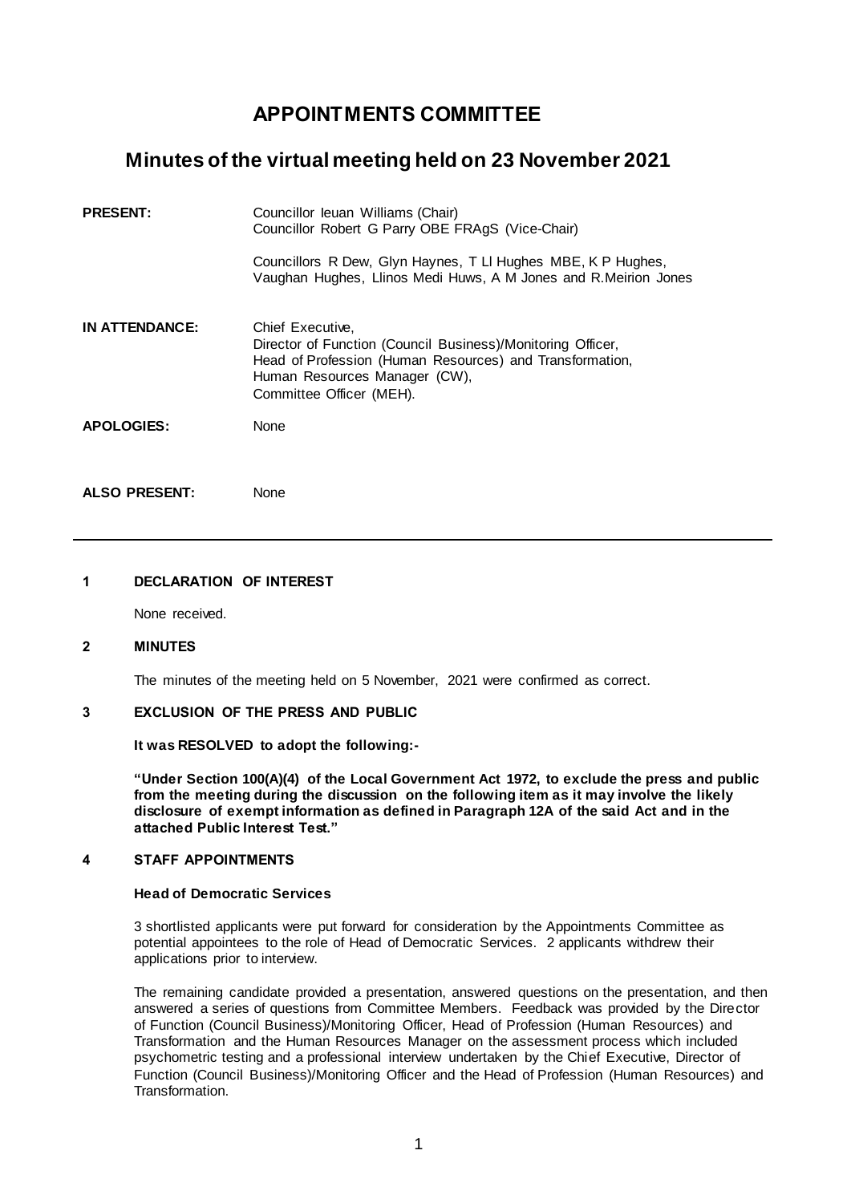# APPOINTMENTS COMMITTEE

## Minutes of the virtual meeting held on 23 November 2021

| | |
|---|---|
| **PRESENT:** | Councillor Ieuan Williams (Chair)<br>Councillor Robert G Parry OBE FRAgS (Vice-Chair)<br><br>Councillors R Dew, Glyn Haynes, T Ll Hughes MBE, K P Hughes, Vaughan Hughes, Llinos Medi Huws, A M Jones and R.Meirion Jones |
| **IN ATTENDANCE:** | Chief Executive,<br>Director of Function (Council Business)/Monitoring Officer,<br>Head of Profession (Human Resources) and Transformation,<br>Human Resources Manager (CW),<br>Committee Officer (MEH). |
| **APOLOGIES:** | None |
| **ALSO PRESENT:** | None |

---

### 1 DECLARATION OF INTEREST

None received.

### 2 MINUTES

The minutes of the meeting held on 5 November, 2021 were confirmed as correct.

### 3 EXCLUSION OF THE PRESS AND PUBLIC

**It was RESOLVED to adopt the following:-**

**"Under Section 100(A)(4) of the Local Government Act 1972, to exclude the press and public from the meeting during the discussion on the following item as it may involve the likely disclosure of exempt information as defined in Paragraph 12A of the said Act and in the attached Public Interest Test."**

### 4 STAFF APPOINTMENTS

**Head of Democratic Services**

3 shortlisted applicants were put forward for consideration by the Appointments Committee as potential appointees to the role of Head of Democratic Services. 2 applicants withdrew their applications prior to interview.

The remaining candidate provided a presentation, answered questions on the presentation, and then answered a series of questions from Committee Members. Feedback was provided by the Director of Function (Council Business)/Monitoring Officer, Head of Profession (Human Resources) and Transformation and the Human Resources Manager on the assessment process which included psychometric testing and a professional interview undertaken by the Chief Executive, Director of Function (Council Business)/Monitoring Officer and the Head of Profession (Human Resources) and Transformation.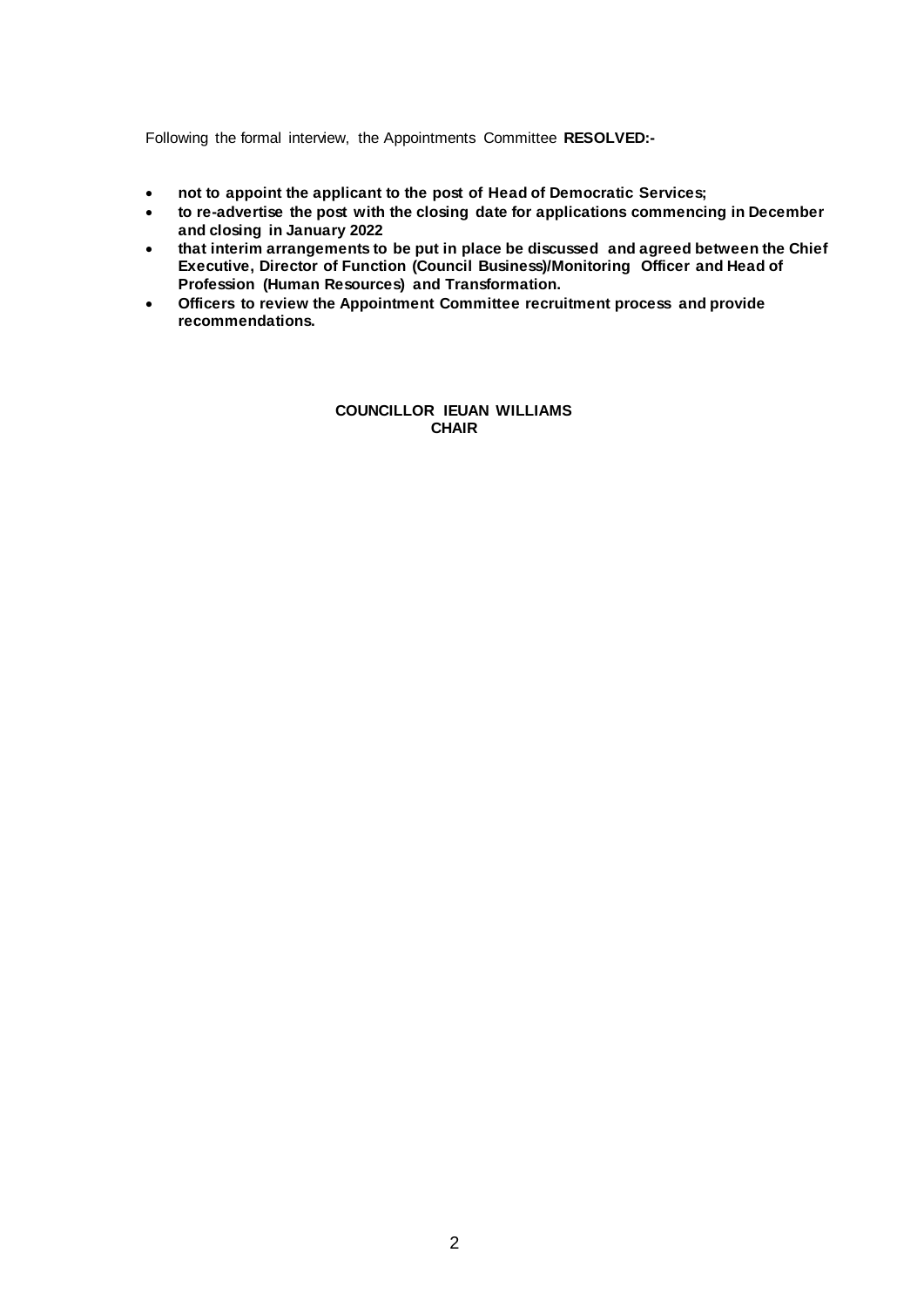Following the formal interview, the Appointments Committee **RESOLVED:-**

- **not to appoint the applicant to the post of Head of Democratic Services;**
- **to re-advertise the post with the closing date for applications commencing in December and closing in January 2022**
- **that interim arrangements to be put in place be discussed and agreed between the Chief Executive, Director of Function (Council Business)/Monitoring Officer and Head of Profession (Human Resources) and Transformation.**
- **Officers to review the Appointment Committee recruitment process and provide recommendations.**

**COUNCILLOR IEUAN WILLIAMS**
**CHAIR**